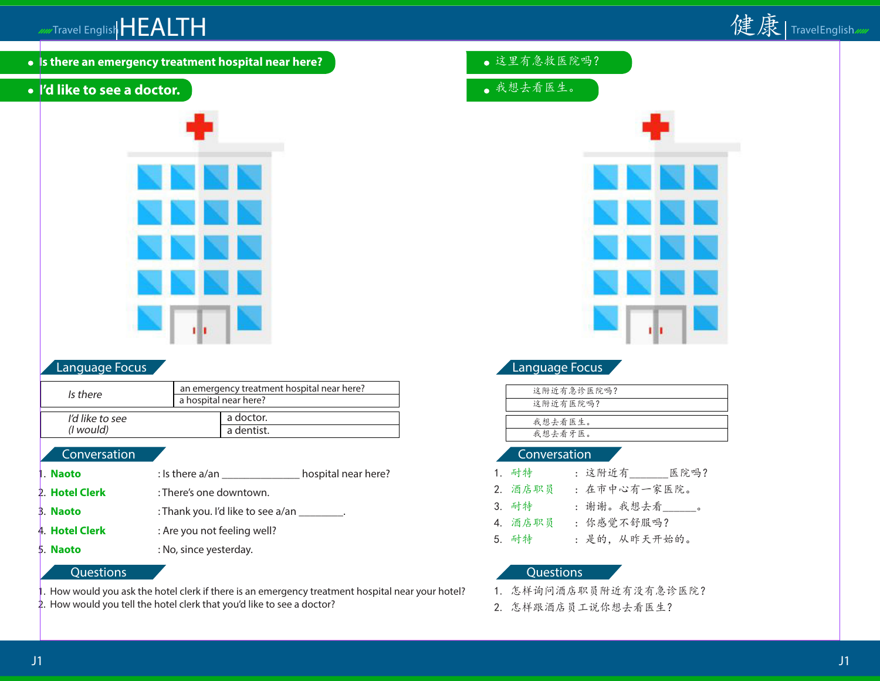# HEALTH

# 健康

- Is there an emergency treatment hospital near here?
- I'd like to see a doctor.

- 这里有急救医院吗？
- 我想去看医生。

## Language Focus

| *Is there* | an emergency treatment hospital near here? |
|---|---|
| | a hospital near here? |

| *I'd like to see (I would)* | a doctor. |
|---|---|
| | a dentist. |

## Conversation

1. **Naoto** : Is there a/an ______________ hospital near here?
2. **Hotel Clerk** : There's one downtown.
3. **Naoto** : Thank you. I'd like to see a/an ________.
4. **Hotel Clerk** : Are you not feeling well?
5. **Naoto** : No, since yesterday.

## Questions

1. How would you ask the hotel clerk if there is an emergency treatment hospital near your hotel?
2. How would you tell the hotel clerk that you'd like to see a doctor?

## Language Focus

| 这附近有急诊医院吗？ |
|---|
| 这附近有医院吗？ |

| 我想去看医生。 |
|---|
| 我想去看牙医。 |

## Conversation

1. 耐特 ： 这附近有_______医院吗？
2. 酒店职员 ： 在市中心有一家医院。
3. 耐特 ： 谢谢。我想去看______。
4. 酒店职员 ： 你感觉不舒服吗？
5. 耐特 ： 是的，从昨天开始的。

## Questions

1. 怎样询问酒店职员附近有没有急诊医院？
2. 怎样跟酒店员工说你想去看医生？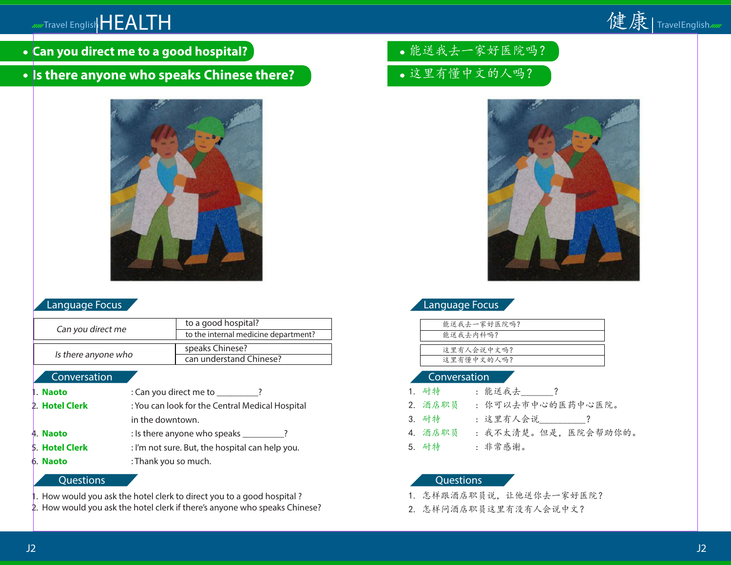# HEALTH

- **Can you direct me to a good hospital?**
- **Is there anyone who speaks Chinese there?**

## Language Focus

| | |
|---|---|
| *Can you direct me* | to a good hospital? |
| | to the internal medicine department? |

| | |
|---|---|
| *Is there anyone who* | speaks Chinese? |
| | can understand Chinese? |

## Conversation

1. **Naoto** : Can you direct me to _________?
2. **Hotel Clerk** : You can look for the Central Medical Hospital in the downtown.
4. **Naoto** : Is there anyone who speaks _________?
5. **Hotel Clerk** : I'm not sure. But, the hospital can help you.
6. **Naoto** : Thank you so much.

## Questions

1. How would you ask the hotel clerk to direct you to a good hospital ?
2. How would you ask the hotel clerk if there's anyone who speaks Chinese?

# 健康

- 能送我去一家好医院吗？
- 这里有懂中文的人吗？

## Language Focus

| |
|---|
| 能送我去一家好医院吗？ |
| 能送我去内科吗？ |

| |
|---|
| 这里有人会说中文吗？ |
| 这里有懂中文的人吗？ |

## Conversation

1. 耐特 ： 能送我去_______？
2. 酒店职员 ： 你可以去市中心的医药中心医院。
3. 耐特 ： 这里有人会说__________？
4. 酒店职员 ： 我不太清楚。但是，医院会帮助你的。
5. 耐特 ： 非常感谢。

## Questions

1. 怎样跟酒店职员说，让他送你去一家好医院？
2. 怎样问酒店职员这里有没有人会说中文？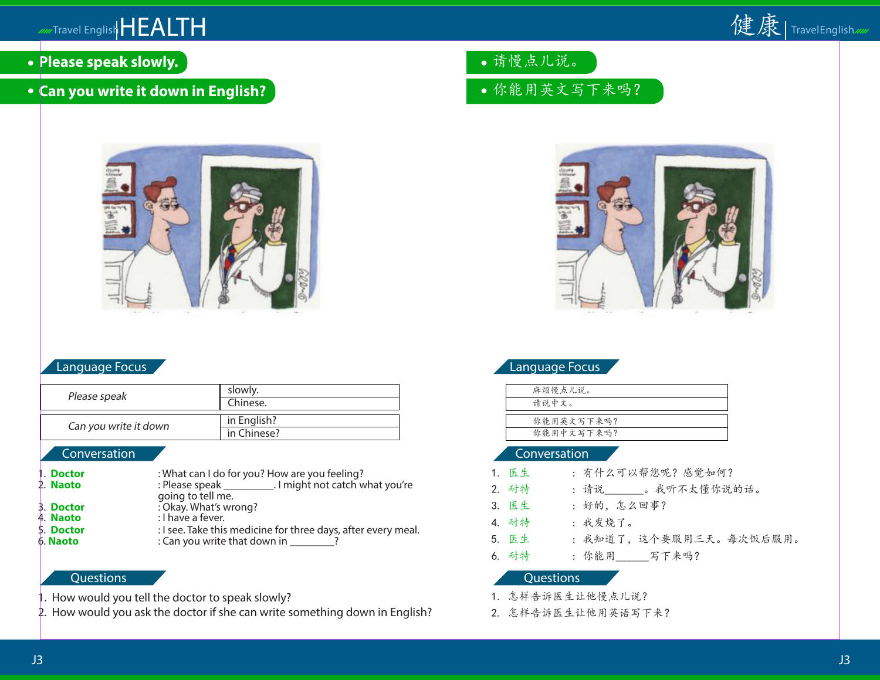# HEALTH

- **Please speak slowly.**
- **Can you write it down in English?**

## Language Focus

| | |
|---|---|
| *Please speak* | slowly. |
| | Chinese. |

| | |
|---|---|
| *Can you write it down* | in English? |
| | in Chinese? |

## Conversation

1. **Doctor** : What can I do for you? How are you feeling?
2. **Naoto** : Please speak _________. I might not catch what you're going to tell me.
3. **Doctor** : Okay. What's wrong?
4. **Naoto** : I have a fever.
5. **Doctor** : I see. Take this medicine for three days, after every meal.
6. **Naoto** : Can you write that down in ________?

## Questions

1. How would you tell the doctor to speak slowly?
2. How would you ask the doctor if she can write something down in English?

# 健康

- 请慢点儿说。
- 你能用英文写下来吗？

## Language Focus

| |
|---|
| 麻烦慢点儿说。 |
| 请说中文。 |

| |
|---|
| 你能用英文写下来吗？ |
| 你能用中文写下来吗？ |

## Conversation

1. 医生 ： 有什么可以帮您呢？感觉如何？
2. 耐特 ： 请说_______。我听不太懂你说的话。
3. 医生 ： 好的，怎么回事？
4. 耐特 ： 我发烧了。
5. 医生 ： 我知道了，这个要服用三天。每次饭后服用。
6. 耐特 ： 你能用______写下来吗？

## Questions

1. 怎样告诉医生让他慢点儿说？
2. 怎样告诉医生让他用英语写下来？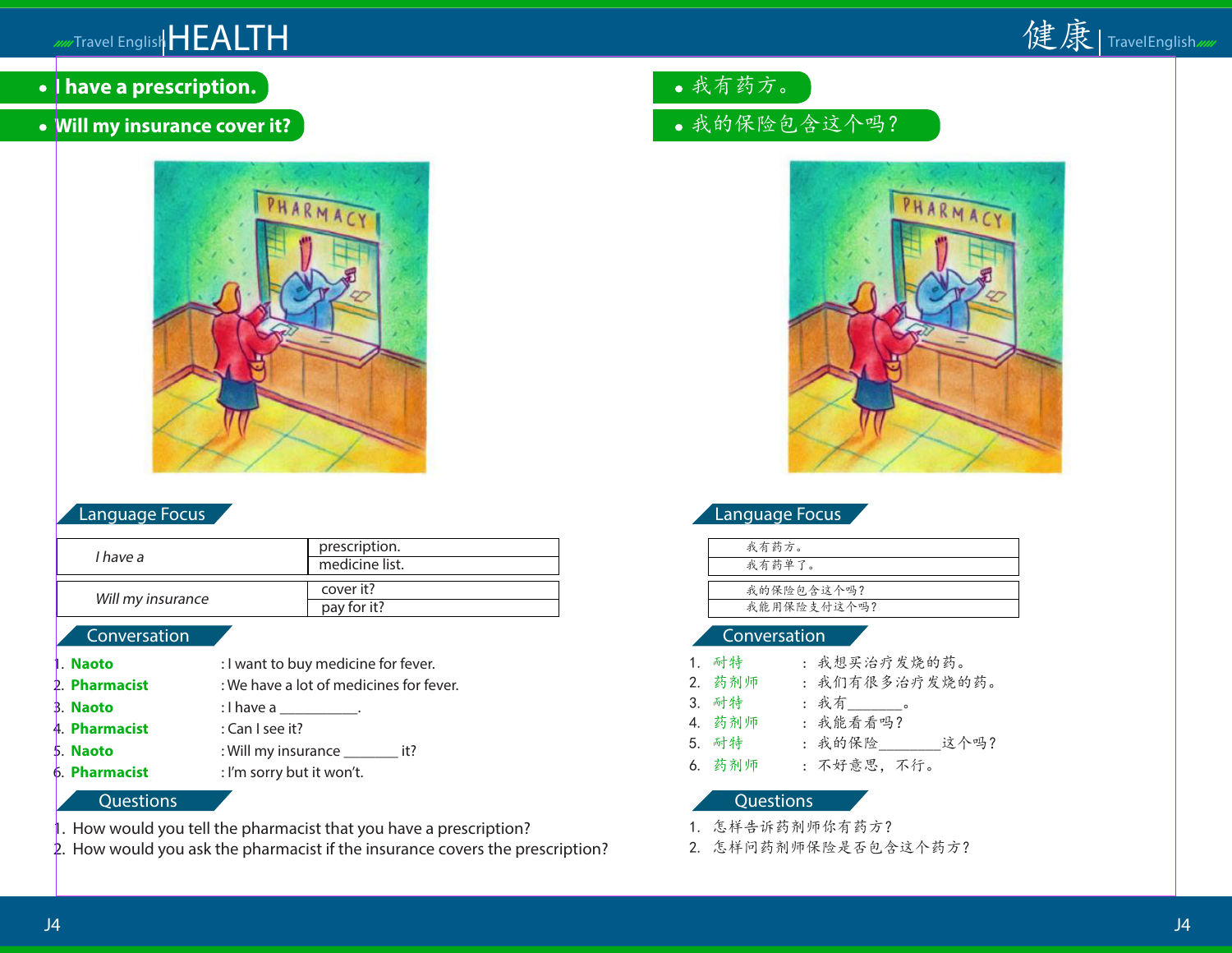# HEALTH

- **I have a prescription.**
- **Will my insurance cover it?**

## Language Focus

| | |
|---|---|
| *I have a* | prescription. |
| | medicine list. |

| | |
|---|---|
| *Will my insurance* | cover it? |
| | pay for it? |

## Conversation

1. **Naoto** : I want to buy medicine for fever.
2. **Pharmacist** : We have a lot of medicines for fever.
3. **Naoto** : I have a __________.
4. **Pharmacist** : Can I see it?
5. **Naoto** : Will my insurance _______ it?
6. **Pharmacist** : I'm sorry but it won't.

## Questions

1. How would you tell the pharmacist that you have a prescription?
2. How would you ask the pharmacist if the insurance covers the prescription?

# 健康

- 我有药方。
- 我的保险包含这个吗？

## Language Focus

| |
|---|
| 我有药方。 |
| 我有药单了。 |

| |
|---|
| 我的保险包含这个吗？ |
| 我能用保险支付这个吗？ |

## Conversation

1. 耐特 ： 我想买治疗发烧的药。
2. 药剂师 ： 我们有很多治疗发烧的药。
3. 耐特 ： 我有_______。
4. 药剂师 ： 我能看看吗？
5. 耐特 ： 我的保险________这个吗？
6. 药剂师 ： 不好意思，不行。

## Questions

1. 怎样告诉药剂师你有药方？
2. 怎样问药剂师保险是否包含这个药方？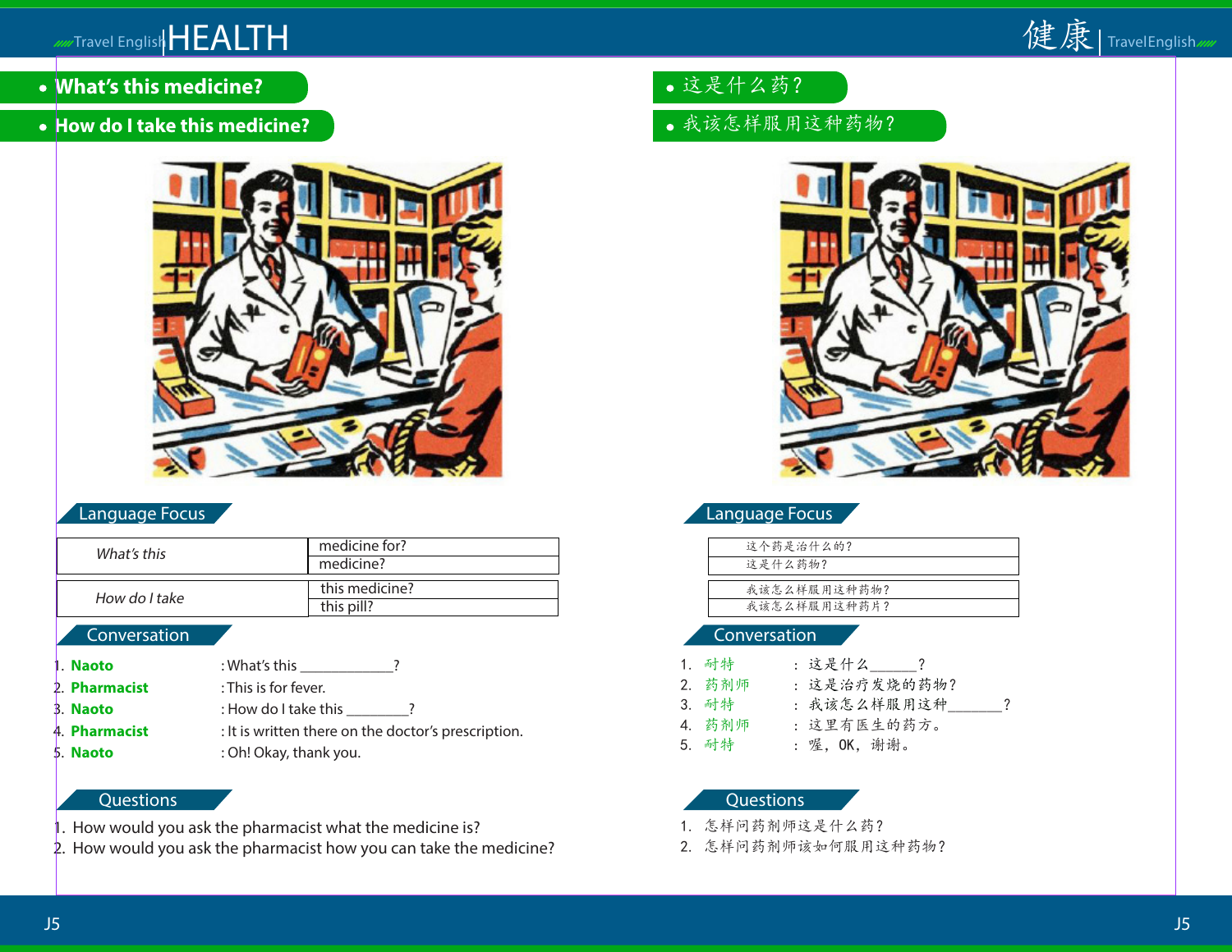- **What's this medicine?**
- **How do I take this medicine?**

## Language Focus

| *What's this* | medicine for? |
|---|---|
| | medicine? |

| *How do I take* | this medicine? |
|---|---|
| | this pill? |

## Conversation

1. **Naoto** : What's this ____________?
2. **Pharmacist** : This is for fever.
3. **Naoto** : How do I take this ________?
4. **Pharmacist** : It is written there on the doctor's prescription.
5. **Naoto** : Oh! Okay, thank you.

## Questions

1. How would you ask the pharmacist what the medicine is?
2. How would you ask the pharmacist how you can take the medicine?

- 这是什么药？
- 我该怎样服用这种药物？

## Language Focus

| 这个药是治什么的？ |
|---|
| 这是什么药物？ |

| 我该怎么样服用这种药物？ |
|---|
| 我该怎么样服用这种药片？ |

## Conversation

1. 耐特 ： 这是什么______？
2. 药剂师 ： 这是治疗发烧的药物？
3. 耐特 ： 我该怎么样服用这种_______？
4. 药剂师 ： 这里有医生的药方。
5. 耐特 ： 喔，OK，谢谢。

## Questions

1. 怎样问药剂师这是什么药？
2. 怎样问药剂师该如何服用这种药物？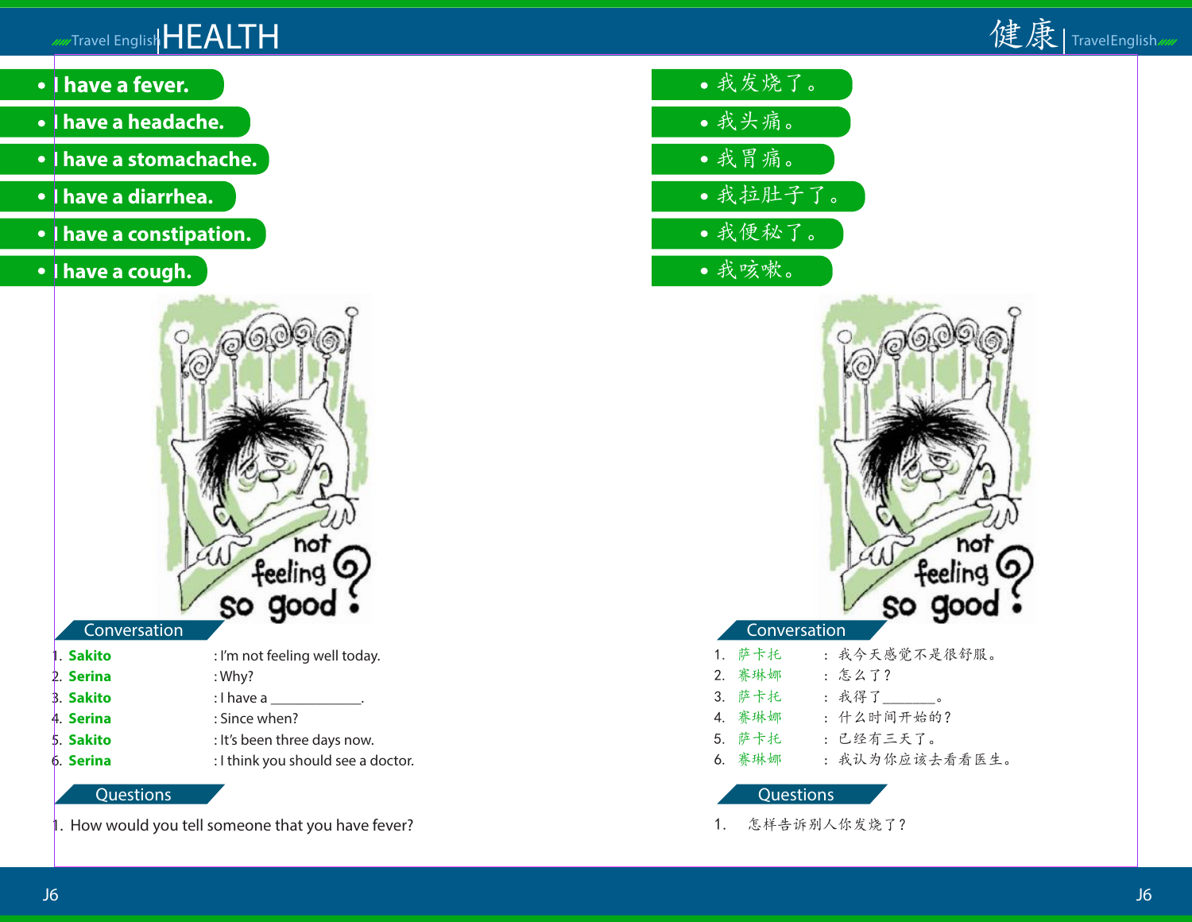# HEALTH

- **I have a fever.**
- **I have a headache.**
- **I have a stomachache.**
- **I have a diarrhea.**
- **I have a constipation.**
- **I have a cough.**

## Conversation

1. **Sakito** : I'm not feeling well today.
2. **Serina** : Why?
3. **Sakito** : I have a ____________.
4. **Serina** : Since when?
5. **Sakito** : It's been three days now.
6. **Serina** : I think you should see a doctor.

## Questions

1. How would you tell someone that you have fever?

# 健康

- 我发烧了。
- 我头痛。
- 我胃痛。
- 我拉肚子了。
- 我便秘了。
- 我咳嗽。

## Conversation

1. 萨卡托 ： 我今天感觉不是很舒服。
2. 赛琳娜 ： 怎么了？
3. 萨卡托 ： 我得了_______。
4. 赛琳娜 ： 什么时间开始的？
5. 萨卡托 ： 已经有三天了。
6. 赛琳娜 ： 我认为你应该去看看医生。

## Questions

1. 怎样告诉别人你发烧了？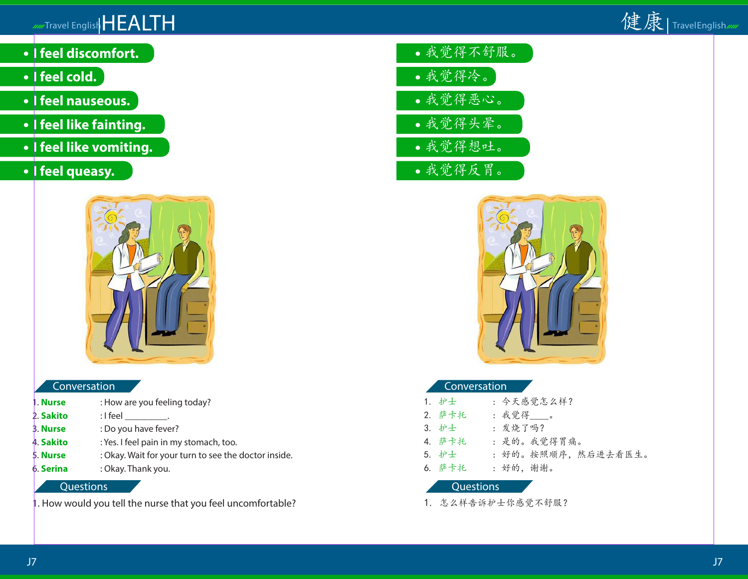# HEALTH

- **I feel discomfort.**
- **I feel cold.**
- **I feel nauseous.**
- **I feel like fainting.**
- **I feel like vomiting.**
- **I feel queasy.**

## Conversation

1. **Nurse** : How are you feeling today?
2. **Sakito** : I feel _________.
3. **Nurse** : Do you have fever?
4. **Sakito** : Yes. I feel pain in my stomach, too.
5. **Nurse** : Okay. Wait for your turn to see the doctor inside.
6. **Serina** : Okay. Thank you.

## Questions

1. How would you tell the nurse that you feel uncomfortable?

# 健康

- 我觉得不舒服。
- 我觉得冷。
- 我觉得恶心。
- 我觉得头晕。
- 我觉得想吐。
- 我觉得反胃。

## Conversation

1. 护士 ： 今天感觉怎么样？
2. 萨卡托 ： 我觉得____。
3. 护士 ： 发烧了吗？
4. 萨卡托 ： 是的。我觉得胃痛。
5. 护士 ： 好的。按照顺序，然后进去看医生。
6. 萨卡托 ： 好的，谢谢。

## Questions

1. 怎么样告诉护士你感觉不舒服？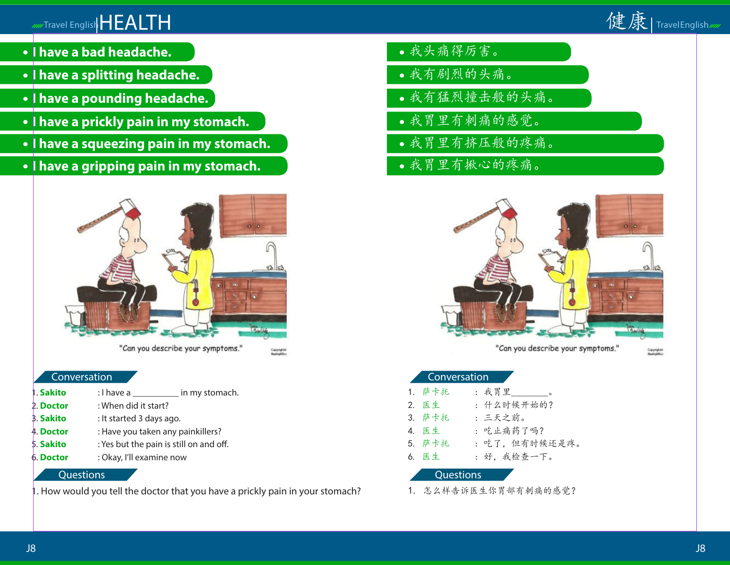# HEALTH

- I have a bad headache.
- I have a splitting headache.
- I have a pounding headache.
- I have a prickly pain in my stomach.
- I have a squeezing pain in my stomach.
- I have a gripping pain in my stomach.

"Can you describe your symptoms."

## Conversation

1. **Sakito** : I have a __________ in my stomach.
2. **Doctor** : When did it start?
3. **Sakito** : It started 3 days ago.
4. **Doctor** : Have you taken any painkillers?
5. **Sakito** : Yes but the pain is still on and off.
6. **Doctor** : Okay, I'll examine now

## Questions

1. How would you tell the doctor that you have a prickly pain in your stomach?

# 健康

- 我头痛得厉害。
- 我有剧烈的头痛。
- 我有猛烈撞击般的头痛。
- 我胃里有刺痛的感觉。
- 我胃里有挤压般的疼痛。
- 我胃里有揪心的疼痛。

"Can you describe your symptoms."

## Conversation

1. 萨卡托 ： 我胃里________。
2. 医生 ： 什么时候开始的？
3. 萨卡托 ： 三天之前。
4. 医生 ： 吃止痛药了吗？
5. 萨卡托 ： 吃了，但有时候还是疼。
6. 医生 ： 好，我检查一下。

## Questions

1. 怎么样告诉医生你胃部有刺痛的感觉？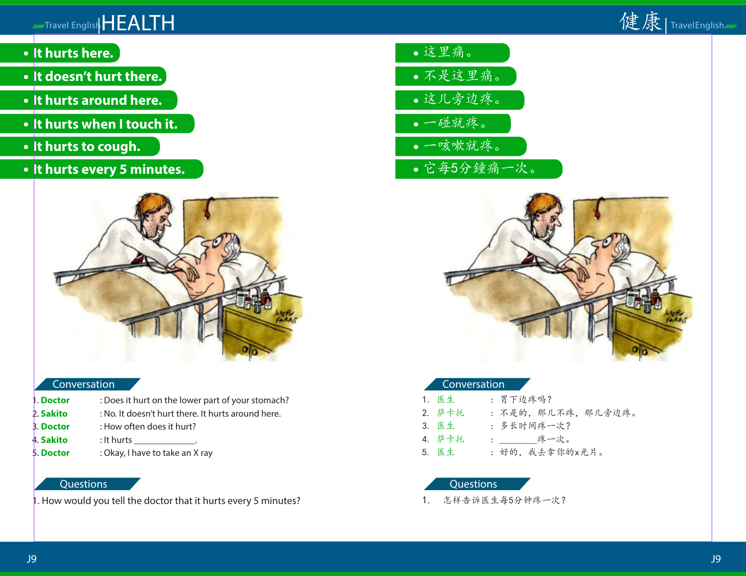# HEALTH

- It hurts here.
- It doesn't hurt there.
- It hurts around here.
- It hurts when I touch it.
- It hurts to cough.
- It hurts every 5 minutes.

## Conversation

1. **Doctor** : Does it hurt on the lower part of your stomach?
2. **Sakito** : No. It doesn't hurt there. It hurts around here.
3. **Doctor** : How often does it hurt?
4. **Sakito** : It hurts _____________.
5. **Doctor** : Okay, I have to take an X ray

## Questions

1. How would you tell the doctor that it hurts every 5 minutes?

# 健康

- 这里痛。
- 不是这里痛。
- 这儿旁边疼。
- 一碰就疼。
- 一咳嗽就疼。
- 它每5分鐘痛一次。

## Conversation

1. 医生 ： 胃下边疼吗？
2. 萨卡托 ： 不是的，那儿不疼，那儿旁边疼。
3. 医生 ： 多长时间疼一次？
4. 萨卡托 ： ________疼一次。
5. 医生 ： 好的，我去拿你的x光片。

## Questions

1. 怎样告诉医生每5分钟疼一次？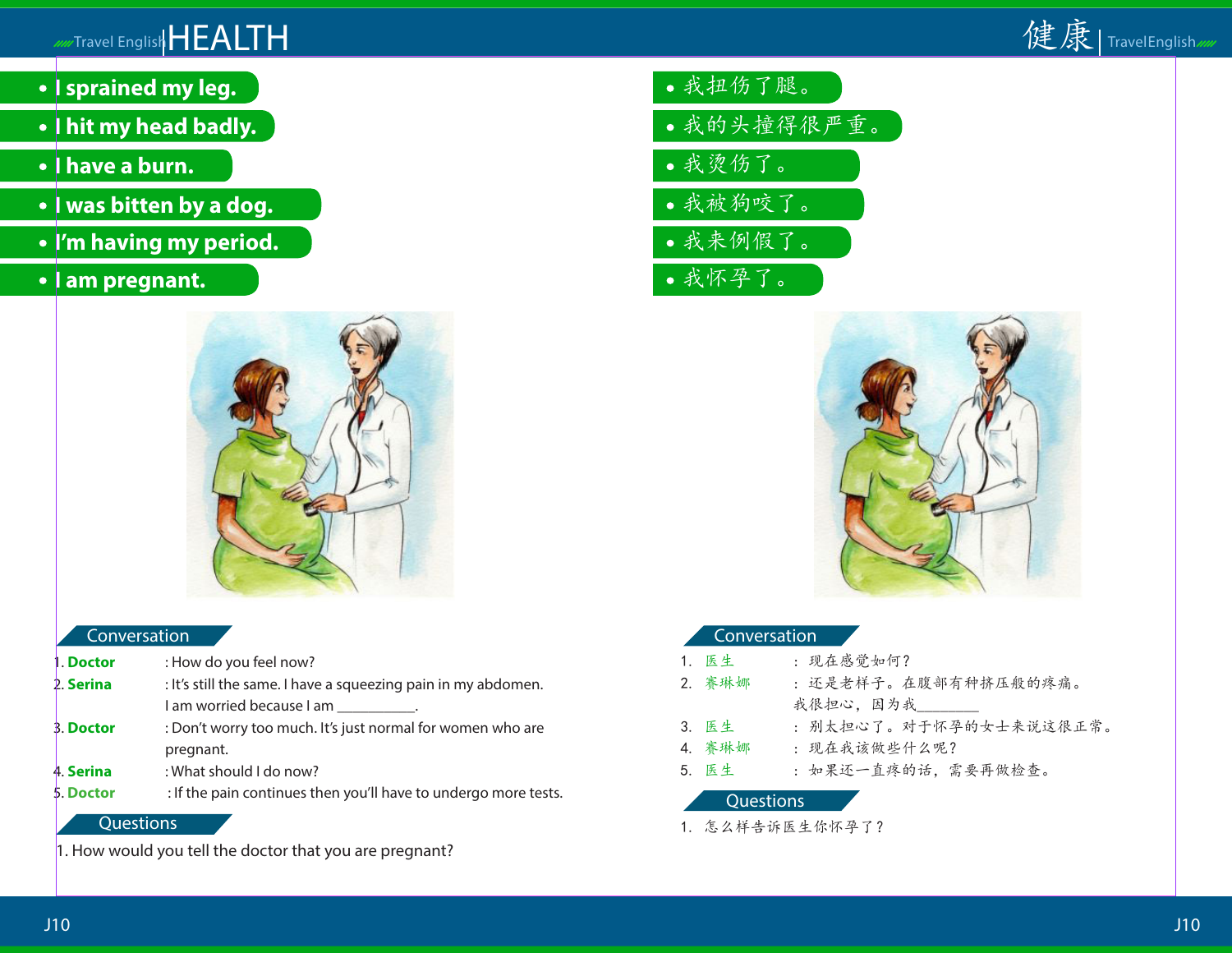# HEALTH

- I sprained my leg.
- I hit my head badly.
- I have a burn.
- I was bitten by a dog.
- I'm having my period.
- I am pregnant.

## Conversation

1. **Doctor** : How do you feel now?
2. **Serina** : It's still the same. I have a squeezing pain in my abdomen. I am worried because I am __________.
3. **Doctor** : Don't worry too much. It's just normal for women who are pregnant.
4. **Serina** : What should I do now?
5. **Doctor** : If the pain continues then you'll have to undergo more tests.

## Questions

1. How would you tell the doctor that you are pregnant?

# 健康

- 我扭伤了腿。
- 我的头撞得很严重。
- 我烫伤了。
- 我被狗咬了。
- 我来例假了。
- 我怀孕了。

## Conversation

1. 医生 ： 现在感觉如何？
2. 赛琳娜 ： 还是老样子。在腹部有种挤压般的疼痛。我很担心，因为我________
3. 医生 ： 别太担心了。对于怀孕的女士来说这很正常。
4. 赛琳娜 ： 现在我该做些什么呢？
5. 医生 ： 如果还一直疼的话，需要再做检查。

## Questions

1. 怎么样告诉医生你怀孕了？